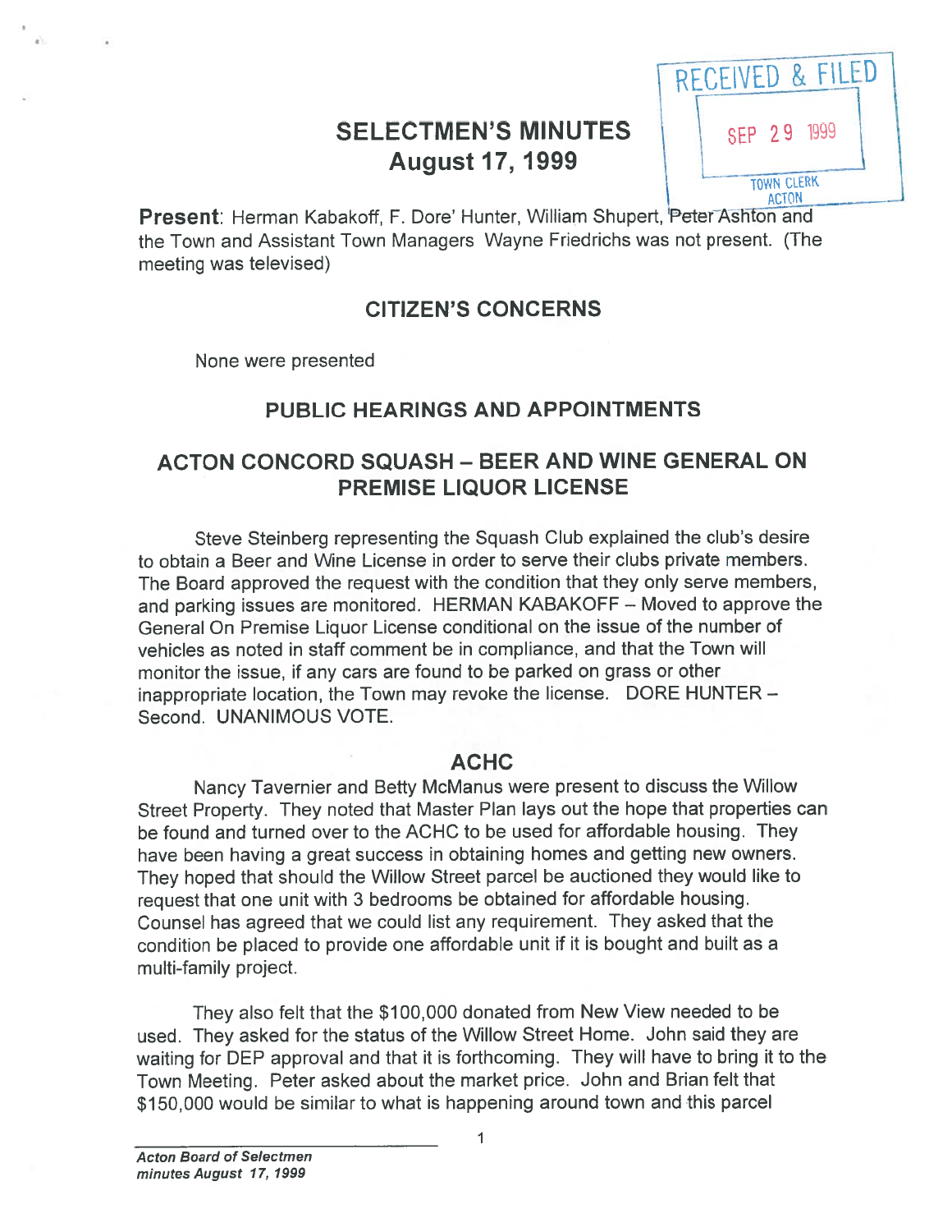RECEIVED & FILED
SEP 29 1999
TOWN CLERK
ACTON

# SELECTMEN'S MINUTES
# August 17, 1999

**Present**: Herman Kabakoff, F. Dore' Hunter, William Shupert, Peter Ashton and the Town and Assistant Town Managers Wayne Friedrichs was not present. (The meeting was televised)

## CITIZEN'S CONCERNS

None were presented

## PUBLIC HEARINGS AND APPOINTMENTS

## ACTON CONCORD SQUASH – BEER AND WINE GENERAL ON PREMISE LIQUOR LICENSE

Steve Steinberg representing the Squash Club explained the club's desire to obtain a Beer and Wine License in order to serve their clubs private members. The Board approved the request with the condition that they only serve members, and parking issues are monitored. HERMAN KABAKOFF – Moved to approve the General On Premise Liquor License conditional on the issue of the number of vehicles as noted in staff comment be in compliance, and that the Town will monitor the issue, if any cars are found to be parked on grass or other inappropriate location, the Town may revoke the license. DORE HUNTER – Second. UNANIMOUS VOTE.

## ACHC

Nancy Tavernier and Betty McManus were present to discuss the Willow Street Property. They noted that Master Plan lays out the hope that properties can be found and turned over to the ACHC to be used for affordable housing. They have been having a great success in obtaining homes and getting new owners. They hoped that should the Willow Street parcel be auctioned they would like to request that one unit with 3 bedrooms be obtained for affordable housing. Counsel has agreed that we could list any requirement. They asked that the condition be placed to provide one affordable unit if it is bought and built as a multi-family project.

They also felt that the $100,000 donated from New View needed to be used. They asked for the status of the Willow Street Home. John said they are waiting for DEP approval and that it is forthcoming. They will have to bring it to the Town Meeting. Peter asked about the market price. John and Brian felt that $150,000 would be similar to what is happening around town and this parcel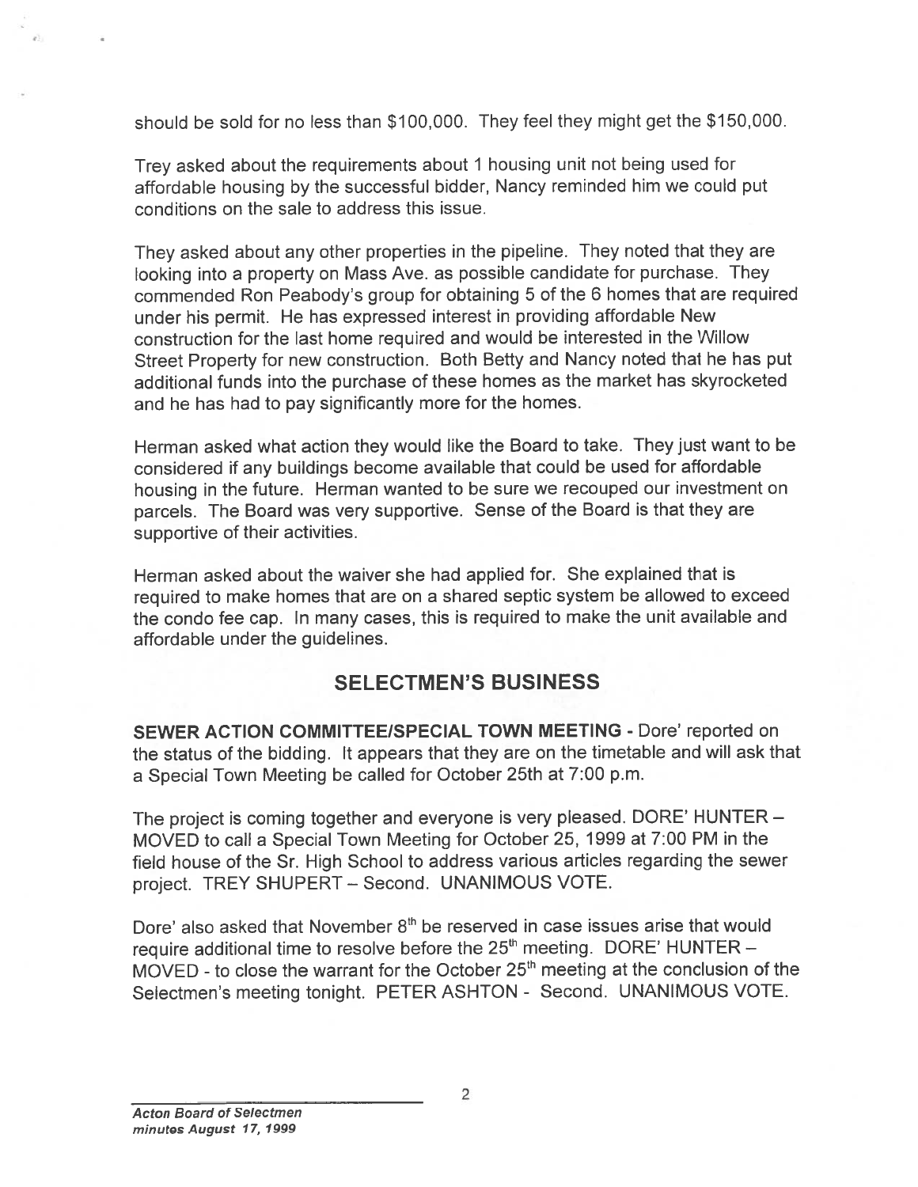should be sold for no less than $100,000. They feel they might get the $150,000.

Trey asked about the requirements about 1 housing unit not being used for affordable housing by the successful bidder, Nancy reminded him we could put conditions on the sale to address this issue.

They asked about any other properties in the pipeline. They noted that they are looking into a property on Mass Ave. as possible candidate for purchase. They commended Ron Peabody's group for obtaining 5 of the 6 homes that are required under his permit. He has expressed interest in providing affordable New construction for the last home required and would be interested in the Willow Street Property for new construction. Both Betty and Nancy noted that he has put additional funds into the purchase of these homes as the market has skyrocketed and he has had to pay significantly more for the homes.

Herman asked what action they would like the Board to take. They just want to be considered if any buildings become available that could be used for affordable housing in the future. Herman wanted to be sure we recouped our investment on parcels. The Board was very supportive. Sense of the Board is that they are supportive of their activities.

Herman asked about the waiver she had applied for. She explained that is required to make homes that are on a shared septic system be allowed to exceed the condo fee cap. In many cases, this is required to make the unit available and affordable under the guidelines.

## SELECTMEN'S BUSINESS

**SEWER ACTION COMMITTEE/SPECIAL TOWN MEETING** - Dore' reported on the status of the bidding. It appears that they are on the timetable and will ask that a Special Town Meeting be called for October 25th at 7:00 p.m.

The project is coming together and everyone is very pleased. DORE' HUNTER – MOVED to call a Special Town Meeting for October 25, 1999 at 7:00 PM in the field house of the Sr. High School to address various articles regarding the sewer project. TREY SHUPERT – Second. UNANIMOUS VOTE.

Dore' also asked that November 8th be reserved in case issues arise that would require additional time to resolve before the 25th meeting. DORE' HUNTER – MOVED - to close the warrant for the October 25th meeting at the conclusion of the Selectmen's meeting tonight. PETER ASHTON - Second. UNANIMOUS VOTE.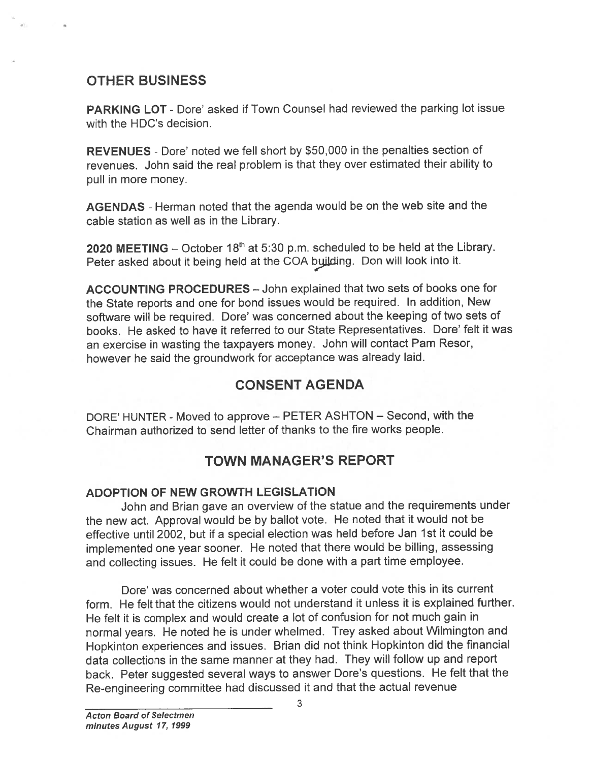## OTHER BUSINESS

**PARKING LOT** - Dore' asked if Town Counsel had reviewed the parking lot issue with the HDC's decision.

**REVENUES** - Dore' noted we fell short by $50,000 in the penalties section of revenues. John said the real problem is that they over estimated their ability to pull in more money.

**AGENDAS** - Herman noted that the agenda would be on the web site and the cable station as well as in the Library.

**2020 MEETING** – October 18th at 5:30 p.m. scheduled to be held at the Library. Peter asked about it being held at the COA building. Don will look into it.

**ACCOUNTING PROCEDURES** – John explained that two sets of books one for the State reports and one for bond issues would be required. In addition, New software will be required. Dore' was concerned about the keeping of two sets of books. He asked to have it referred to our State Representatives. Dore' felt it was an exercise in wasting the taxpayers money. John will contact Pam Resor, however he said the groundwork for acceptance was already laid.

## CONSENT AGENDA

DORE' HUNTER - Moved to approve – PETER ASHTON – Second, with the Chairman authorized to send letter of thanks to the fire works people.

## TOWN MANAGER'S REPORT

### ADOPTION OF NEW GROWTH LEGISLATION

John and Brian gave an overview of the statue and the requirements under the new act. Approval would be by ballot vote. He noted that it would not be effective until 2002, but if a special election was held before Jan 1st it could be implemented one year sooner. He noted that there would be billing, assessing and collecting issues. He felt it could be done with a part time employee.

Dore' was concerned about whether a voter could vote this in its current form. He felt that the citizens would not understand it unless it is explained further. He felt it is complex and would create a lot of confusion for not much gain in normal years. He noted he is under whelmed. Trey asked about Wilmington and Hopkinton experiences and issues. Brian did not think Hopkinton did the financial data collections in the same manner at they had. They will follow up and report back. Peter suggested several ways to answer Dore's questions. He felt that the Re-engineering committee had discussed it and that the actual revenue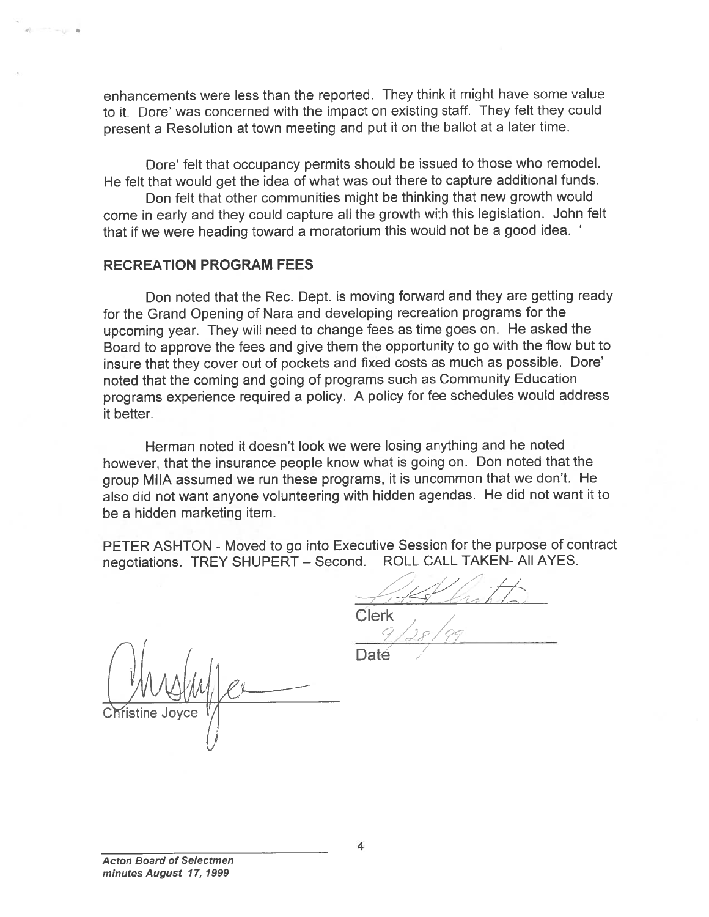enhancements were less than the reported. They think it might have some value to it. Dore' was concerned with the impact on existing staff. They felt they could present a Resolution at town meeting and put it on the ballot at a later time.

Dore' felt that occupancy permits should be issued to those who remodel. He felt that would get the idea of what was out there to capture additional funds.

Don felt that other communities might be thinking that new growth would come in early and they could capture all the growth with this legislation. John felt that if we were heading toward a moratorium this would not be a good idea. '

## RECREATION PROGRAM FEES

Don noted that the Rec. Dept. is moving forward and they are getting ready for the Grand Opening of Nara and developing recreation programs for the upcoming year. They will need to change fees as time goes on. He asked the Board to approve the fees and give them the opportunity to go with the flow but to insure that they cover out of pockets and fixed costs as much as possible. Dore' noted that the coming and going of programs such as Community Education programs experience required a policy. A policy for fee schedules would address it better.

Herman noted it doesn't look we were losing anything and he noted however, that the insurance people know what is going on. Don noted that the group MIIA assumed we run these programs, it is uncommon that we don't. He also did not want anyone volunteering with hidden agendas. He did not want it to be a hidden marketing item.

PETER ASHTON - Moved to go into Executive Session for the purpose of contract negotiations. TREY SHUPERT – Second. ROLL CALL TAKEN- All AYES.

Clerk

9/28/99

Date

Christine Joyce

*Acton Board of Selectmen minutes August 17, 1999*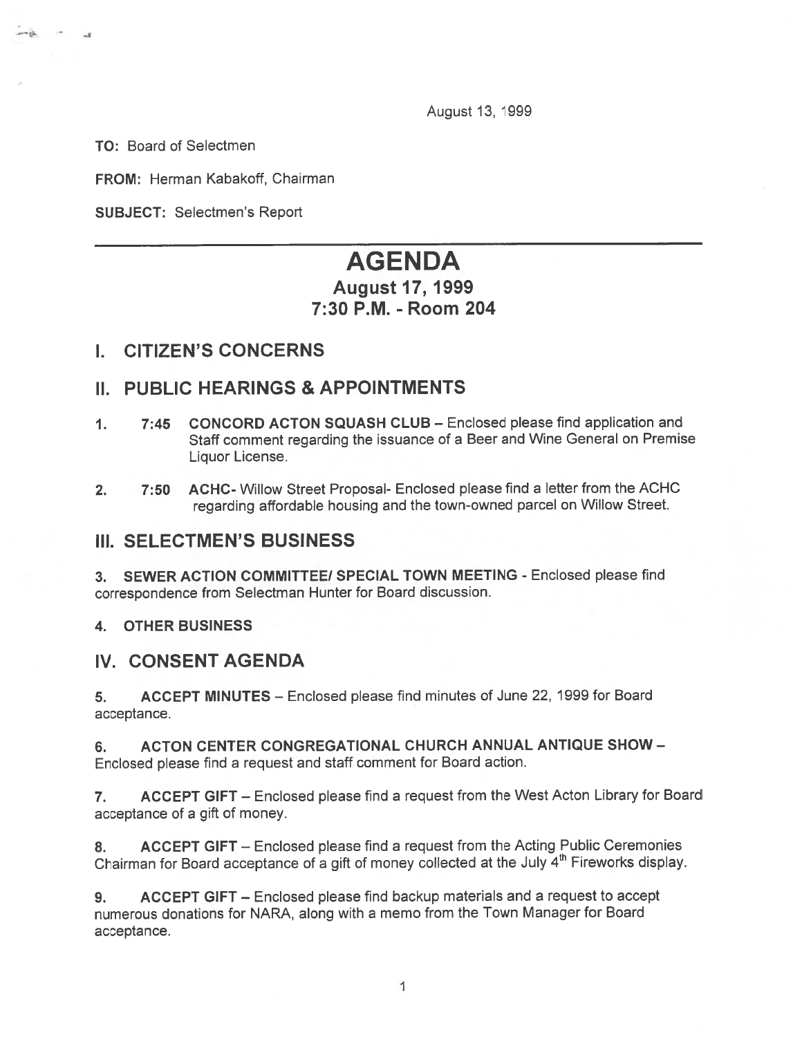August 13, 1999

**TO:** Board of Selectmen

**FROM:** Herman Kabakoff, Chairman

**SUBJECT:** Selectmen's Report

---

# AGENDA

## August 17, 1999

## 7:30 P.M. - Room 204

## I. CITIZEN'S CONCERNS

## II. PUBLIC HEARINGS & APPOINTMENTS

1. **7:45 CONCORD ACTON SQUASH CLUB** – Enclosed please find application and Staff comment regarding the issuance of a Beer and Wine General on Premise Liquor License.

2. **7:50 ACHC**- Willow Street Proposal- Enclosed please find a letter from the ACHC regarding affordable housing and the town-owned parcel on Willow Street.

## III. SELECTMEN'S BUSINESS

3. **SEWER ACTION COMMITTEE/ SPECIAL TOWN MEETING** - Enclosed please find correspondence from Selectman Hunter for Board discussion.

4. **OTHER BUSINESS**

## IV. CONSENT AGENDA

5. **ACCEPT MINUTES** – Enclosed please find minutes of June 22, 1999 for Board acceptance.

6. **ACTON CENTER CONGREGATIONAL CHURCH ANNUAL ANTIQUE SHOW** – Enclosed please find a request and staff comment for Board action.

7. **ACCEPT GIFT** – Enclosed please find a request from the West Acton Library for Board acceptance of a gift of money.

8. **ACCEPT GIFT** – Enclosed please find a request from the Acting Public Ceremonies Chairman for Board acceptance of a gift of money collected at the July 4th Fireworks display.

9. **ACCEPT GIFT** – Enclosed please find backup materials and a request to accept numerous donations for NARA, along with a memo from the Town Manager for Board acceptance.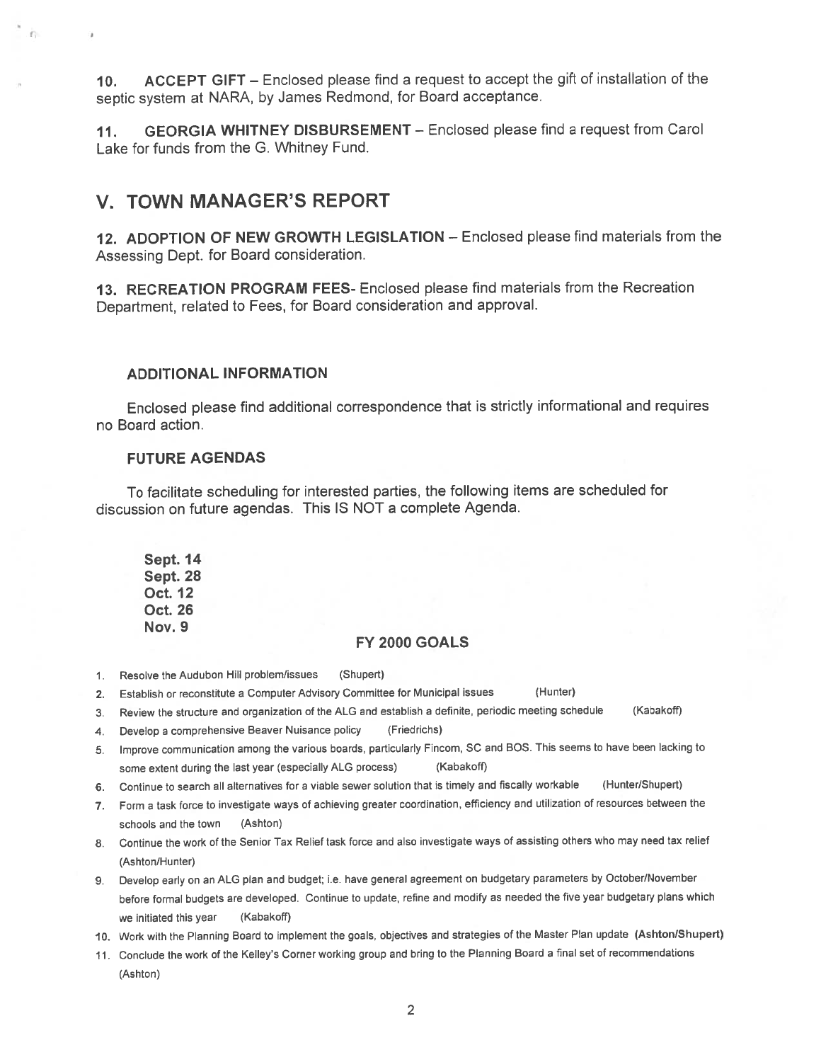**10. ACCEPT GIFT** – Enclosed please find a request to accept the gift of installation of the septic system at NARA, by James Redmond, for Board acceptance.

**11. GEORGIA WHITNEY DISBURSEMENT** – Enclosed please find a request from Carol Lake for funds from the G. Whitney Fund.

## V. TOWN MANAGER'S REPORT

**12. ADOPTION OF NEW GROWTH LEGISLATION** – Enclosed please find materials from the Assessing Dept. for Board consideration.

**13. RECREATION PROGRAM FEES**- Enclosed please find materials from the Recreation Department, related to Fees, for Board consideration and approval.

### ADDITIONAL INFORMATION

Enclosed please find additional correspondence that is strictly informational and requires no Board action.

### FUTURE AGENDAS

To facilitate scheduling for interested parties, the following items are scheduled for discussion on future agendas. This IS NOT a complete Agenda.

**Sept. 14**
**Sept. 28**
**Oct. 12**
**Oct. 26**
**Nov. 9**

### FY 2000 GOALS

1. Resolve the Audubon Hill problem/issues (Shupert)
2. Establish or reconstitute a Computer Advisory Committee for Municipal issues (Hunter)
3. Review the structure and organization of the ALG and establish a definite, periodic meeting schedule (Kabakoff)
4. Develop a comprehensive Beaver Nuisance policy (Friedrichs)
5. Improve communication among the various boards, particularly Fincom, SC and BOS. This seems to have been lacking to some extent during the last year (especially ALG process) (Kabakoff)
6. Continue to search all alternatives for a viable sewer solution that is timely and fiscally workable (Hunter/Shupert)
7. Form a task force to investigate ways of achieving greater coordination, efficiency and utilization of resources between the schools and the town (Ashton)
8. Continue the work of the Senior Tax Relief task force and also investigate ways of assisting others who may need tax relief (Ashton/Hunter)
9. Develop early on an ALG plan and budget; i.e. have general agreement on budgetary parameters by October/November before formal budgets are developed. Continue to update, refine and modify as needed the five year budgetary plans which we initiated this year (Kabakoff)
10. Work with the Planning Board to implement the goals, objectives and strategies of the Master Plan update **(Ashton/Shupert)**
11. Conclude the work of the Kelley's Corner working group and bring to the Planning Board a final set of recommendations (Ashton)